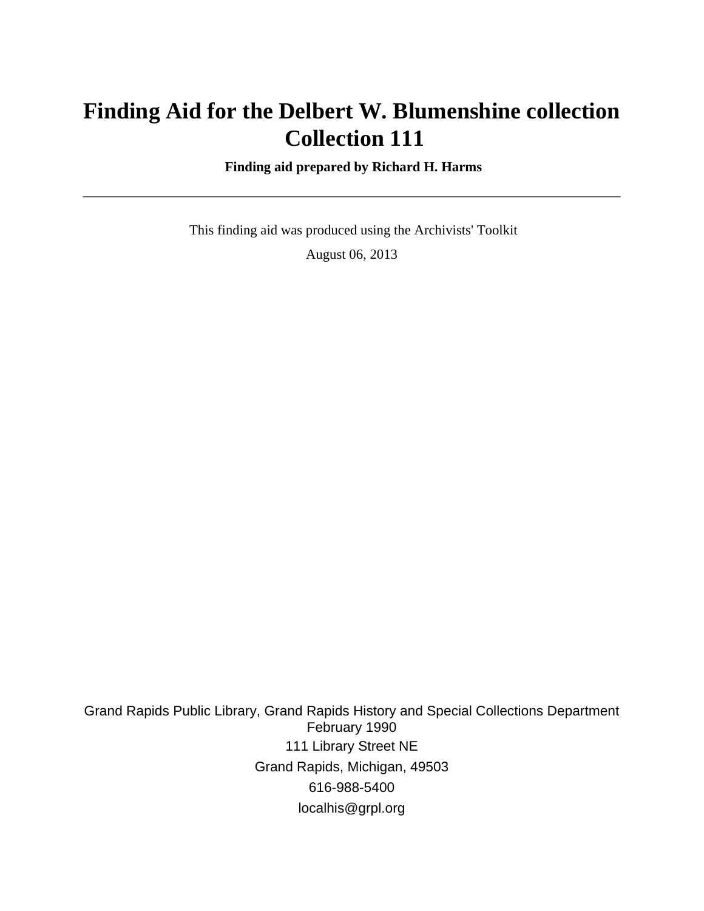# Finding Aid for the Delbert W. Blumenshine collection
# Collection 111

**Finding aid prepared by Richard H. Harms**

---

This finding aid was produced using the Archivists' Toolkit

August 06, 2013

Grand Rapids Public Library, Grand Rapids History and Special Collections Department
February 1990
111 Library Street NE
Grand Rapids, Michigan, 49503
616-988-5400
localhis@grpl.org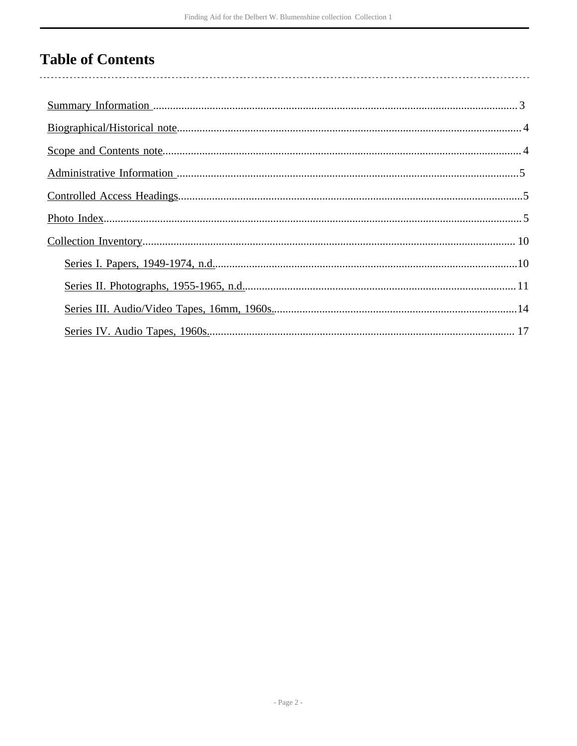# Table of Contents

- Summary Information ........ 3
- Biographical/Historical note ........ 4
- Scope and Contents note ........ 4
- Administrative Information ........ 5
- Controlled Access Headings ........ 5
- Photo Index ........ 5
- Collection Inventory ........ 10
  - Series I. Papers, 1949-1974, n.d. ........ 10
  - Series II. Photographs, 1955-1965, n.d. ........ 11
  - Series III. Audio/Video Tapes, 16mm, 1960s. ........ 14
  - Series IV. Audio Tapes, 1960s. ........ 17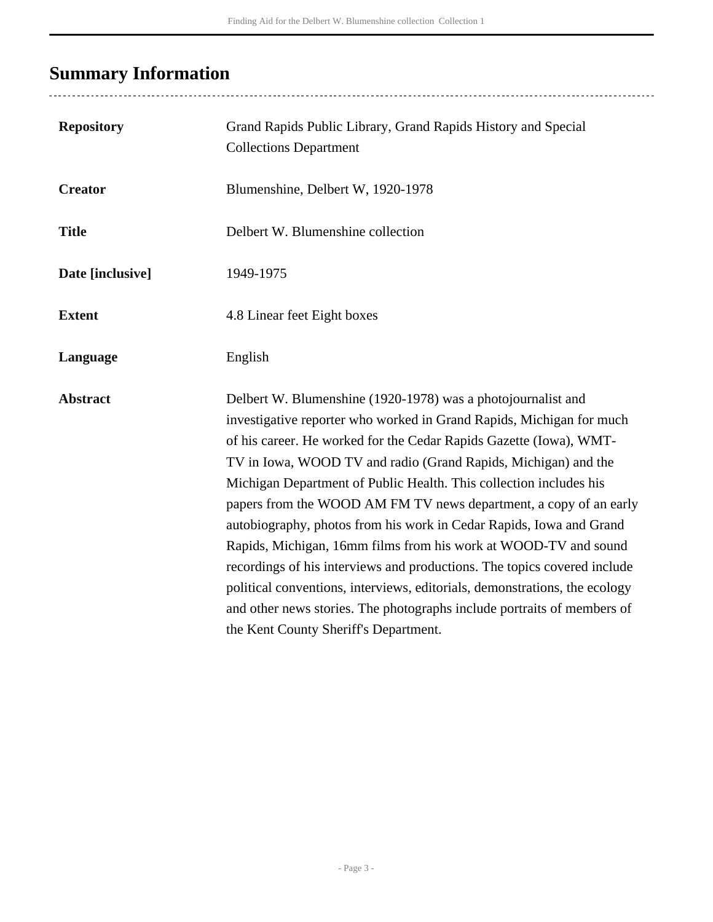## Summary Information

| | |
|---|---|
| **Repository** | Grand Rapids Public Library, Grand Rapids History and Special Collections Department |
| **Creator** | Blumenshine, Delbert W, 1920-1978 |
| **Title** | Delbert W. Blumenshine collection |
| **Date [inclusive]** | 1949-1975 |
| **Extent** | 4.8 Linear feet Eight boxes |
| **Language** | English |
| **Abstract** | Delbert W. Blumenshine (1920-1978) was a photojournalist and investigative reporter who worked in Grand Rapids, Michigan for much of his career. He worked for the Cedar Rapids Gazette (Iowa), WMT-TV in Iowa, WOOD TV and radio (Grand Rapids, Michigan) and the Michigan Department of Public Health. This collection includes his papers from the WOOD AM FM TV news department, a copy of an early autobiography, photos from his work in Cedar Rapids, Iowa and Grand Rapids, Michigan, 16mm films from his work at WOOD-TV and sound recordings of his interviews and productions. The topics covered include political conventions, interviews, editorials, demonstrations, the ecology and other news stories. The photographs include portraits of members of the Kent County Sheriff's Department. |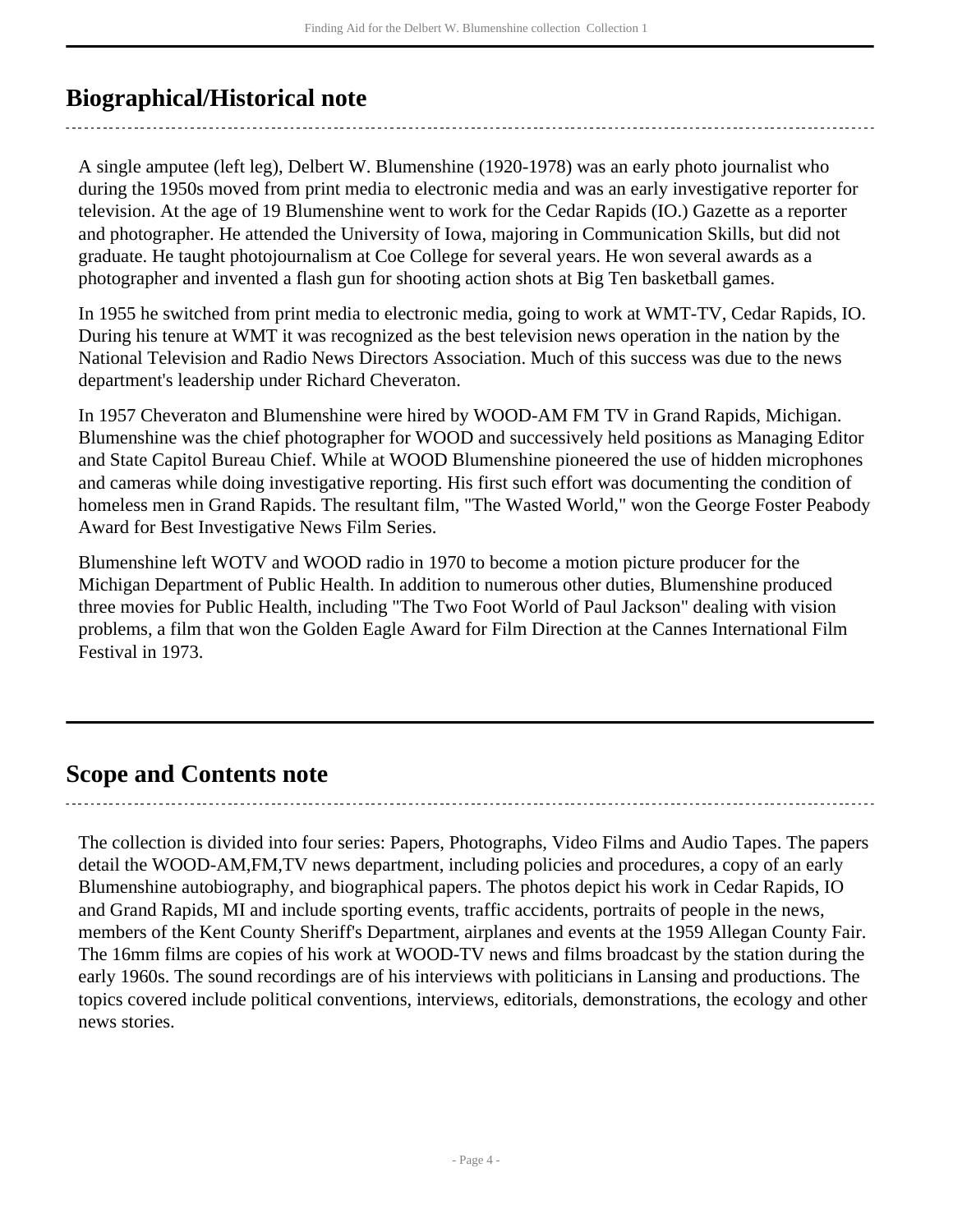## Biographical/Historical note

A single amputee (left leg), Delbert W. Blumenshine (1920-1978) was an early photo journalist who during the 1950s moved from print media to electronic media and was an early investigative reporter for television. At the age of 19 Blumenshine went to work for the Cedar Rapids (IO.) Gazette as a reporter and photographer. He attended the University of Iowa, majoring in Communication Skills, but did not graduate. He taught photojournalism at Coe College for several years. He won several awards as a photographer and invented a flash gun for shooting action shots at Big Ten basketball games.

In 1955 he switched from print media to electronic media, going to work at WMT-TV, Cedar Rapids, IO. During his tenure at WMT it was recognized as the best television news operation in the nation by the National Television and Radio News Directors Association. Much of this success was due to the news department's leadership under Richard Cheveraton.

In 1957 Cheveraton and Blumenshine were hired by WOOD-AM FM TV in Grand Rapids, Michigan. Blumenshine was the chief photographer for WOOD and successively held positions as Managing Editor and State Capitol Bureau Chief. While at WOOD Blumenshine pioneered the use of hidden microphones and cameras while doing investigative reporting. His first such effort was documenting the condition of homeless men in Grand Rapids. The resultant film, "The Wasted World," won the George Foster Peabody Award for Best Investigative News Film Series.

Blumenshine left WOTV and WOOD radio in 1970 to become a motion picture producer for the Michigan Department of Public Health. In addition to numerous other duties, Blumenshine produced three movies for Public Health, including "The Two Foot World of Paul Jackson" dealing with vision problems, a film that won the Golden Eagle Award for Film Direction at the Cannes International Film Festival in 1973.

## Scope and Contents note

The collection is divided into four series: Papers, Photographs, Video Films and Audio Tapes. The papers detail the WOOD-AM,FM,TV news department, including policies and procedures, a copy of an early Blumenshine autobiography, and biographical papers. The photos depict his work in Cedar Rapids, IO and Grand Rapids, MI and include sporting events, traffic accidents, portraits of people in the news, members of the Kent County Sheriff's Department, airplanes and events at the 1959 Allegan County Fair. The 16mm films are copies of his work at WOOD-TV news and films broadcast by the station during the early 1960s. The sound recordings are of his interviews with politicians in Lansing and productions. The topics covered include political conventions, interviews, editorials, demonstrations, the ecology and other news stories.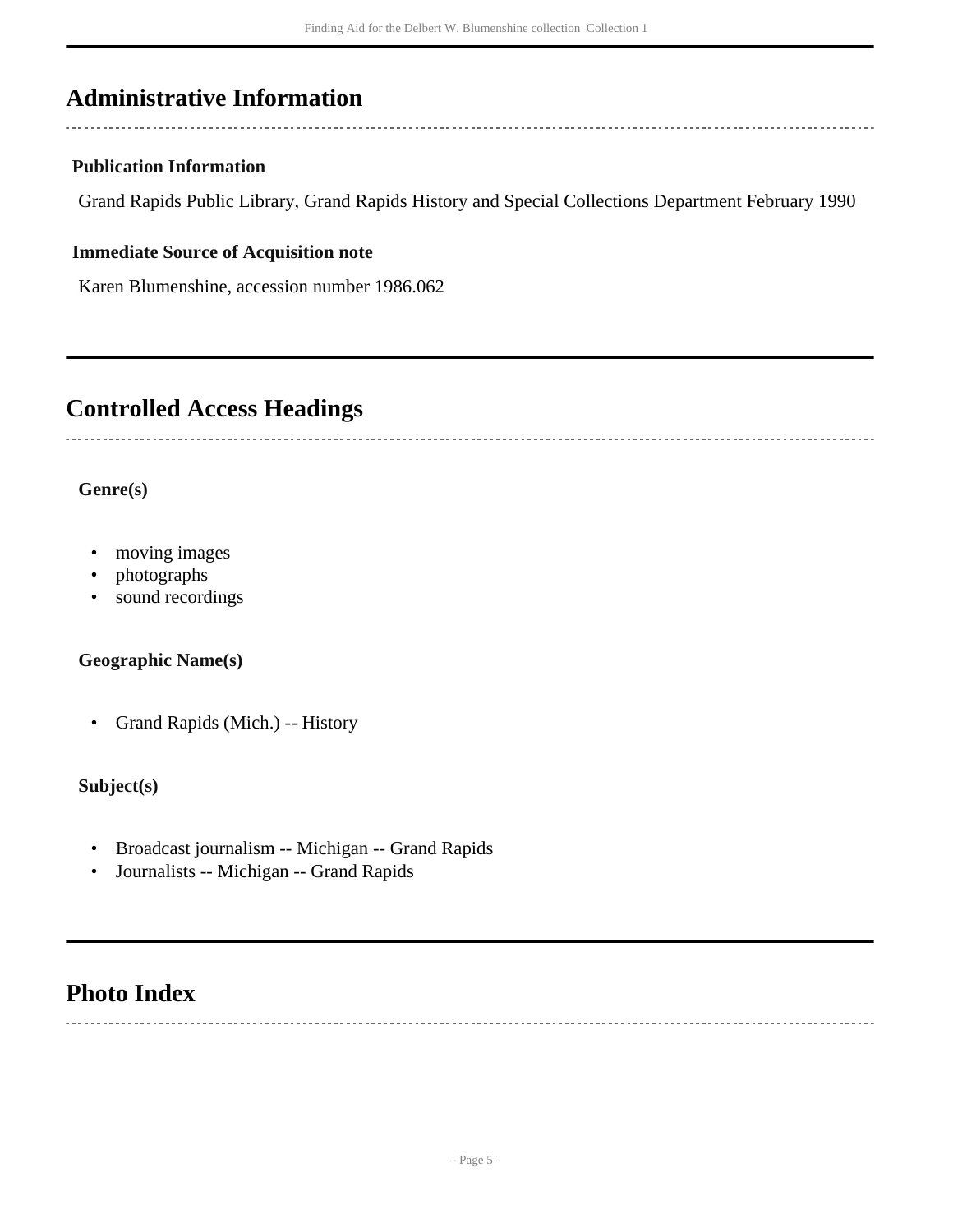## Administrative Information

### Publication Information

Grand Rapids Public Library, Grand Rapids History and Special Collections Department February 1990

### Immediate Source of Acquisition note

Karen Blumenshine, accession number 1986.062

## Controlled Access Headings

### Genre(s)

- moving images
- photographs
- sound recordings

### Geographic Name(s)

- Grand Rapids (Mich.) -- History

### Subject(s)

- Broadcast journalism -- Michigan -- Grand Rapids
- Journalists -- Michigan -- Grand Rapids

## Photo Index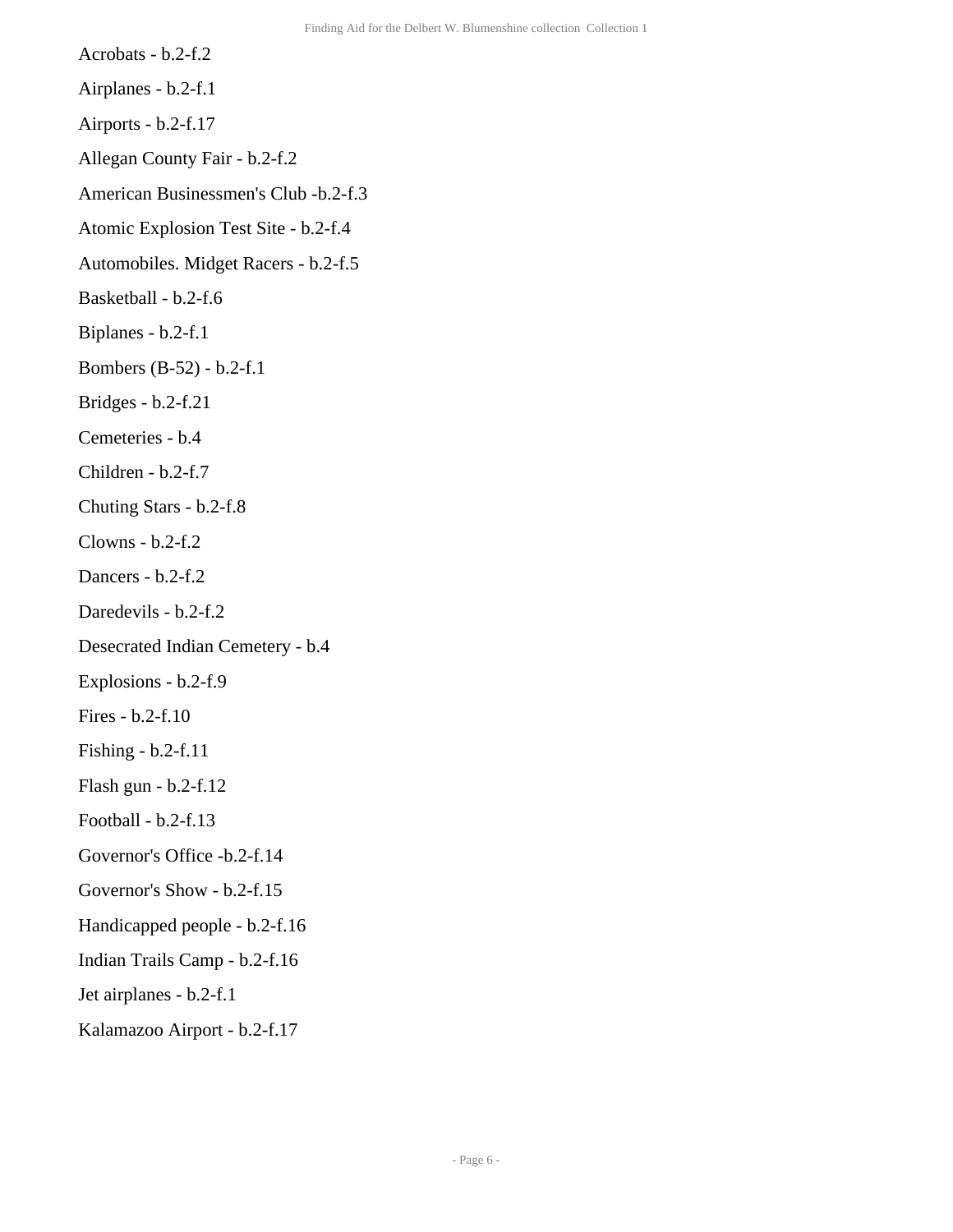Acrobats - b.2-f.2

Airplanes - b.2-f.1

Airports - b.2-f.17

Allegan County Fair - b.2-f.2

American Businessmen's Club -b.2-f.3

Atomic Explosion Test Site - b.2-f.4

Automobiles. Midget Racers - b.2-f.5

Basketball - b.2-f.6

Biplanes - b.2-f.1

Bombers (B-52) - b.2-f.1

Bridges - b.2-f.21

Cemeteries - b.4

Children - b.2-f.7

Chuting Stars - b.2-f.8

Clowns - b.2-f.2

Dancers - b.2-f.2

Daredevils - b.2-f.2

Desecrated Indian Cemetery - b.4

Explosions - b.2-f.9

Fires - b.2-f.10

Fishing - b.2-f.11

Flash gun - b.2-f.12

Football - b.2-f.13

Governor's Office -b.2-f.14

Governor's Show - b.2-f.15

Handicapped people - b.2-f.16

Indian Trails Camp - b.2-f.16

Jet airplanes - b.2-f.1

Kalamazoo Airport - b.2-f.17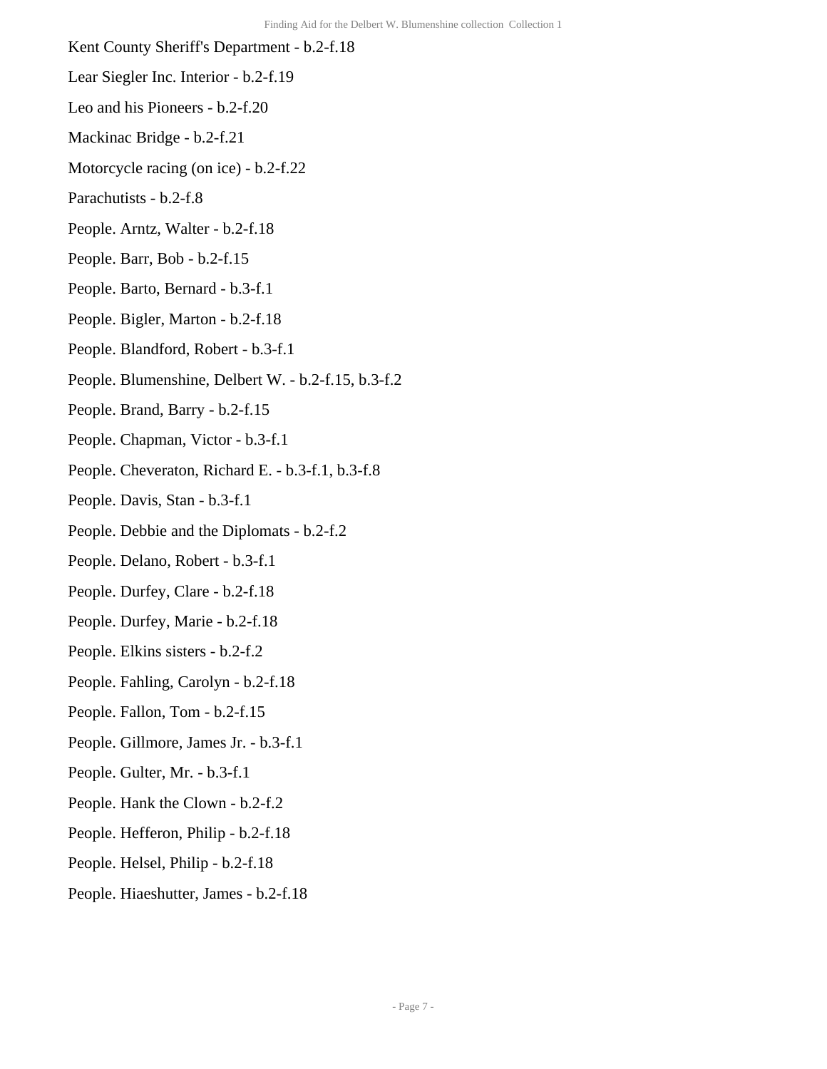Kent County Sheriff's Department - b.2-f.18

Lear Siegler Inc. Interior - b.2-f.19

Leo and his Pioneers - b.2-f.20

Mackinac Bridge - b.2-f.21

Motorcycle racing (on ice) - b.2-f.22

Parachutists - b.2-f.8

People. Arntz, Walter - b.2-f.18

People. Barr, Bob - b.2-f.15

People. Barto, Bernard - b.3-f.1

People. Bigler, Marton - b.2-f.18

People. Blandford, Robert - b.3-f.1

People. Blumenshine, Delbert W. - b.2-f.15, b.3-f.2

People. Brand, Barry - b.2-f.15

People. Chapman, Victor - b.3-f.1

People. Cheveraton, Richard E. - b.3-f.1, b.3-f.8

People. Davis, Stan - b.3-f.1

People. Debbie and the Diplomats - b.2-f.2

People. Delano, Robert - b.3-f.1

People. Durfey, Clare - b.2-f.18

People. Durfey, Marie - b.2-f.18

People. Elkins sisters - b.2-f.2

People. Fahling, Carolyn - b.2-f.18

People. Fallon, Tom - b.2-f.15

People. Gillmore, James Jr. - b.3-f.1

People. Gulter, Mr. - b.3-f.1

People. Hank the Clown - b.2-f.2

People. Hefferon, Philip - b.2-f.18

People. Helsel, Philip - b.2-f.18

People. Hiaeshutter, James - b.2-f.18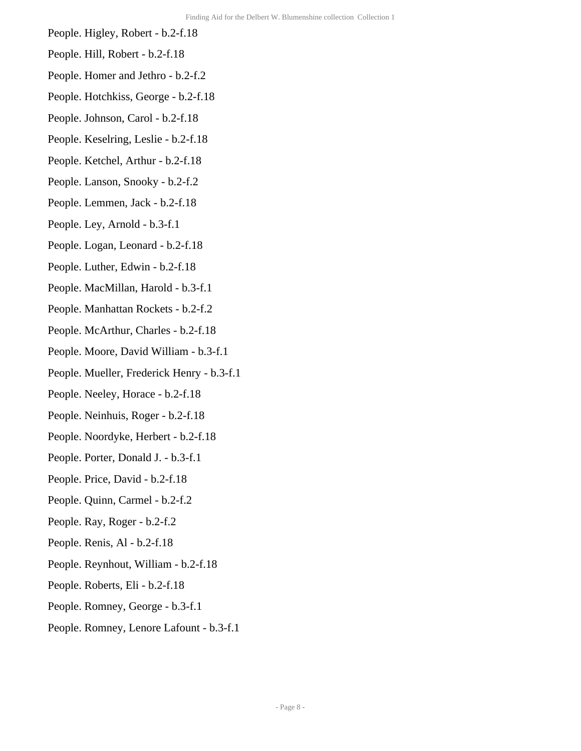People. Higley, Robert - b.2-f.18

People. Hill, Robert - b.2-f.18

People. Homer and Jethro - b.2-f.2

People. Hotchkiss, George - b.2-f.18

People. Johnson, Carol - b.2-f.18

People. Keselring, Leslie - b.2-f.18

People. Ketchel, Arthur - b.2-f.18

People. Lanson, Snooky - b.2-f.2

People. Lemmen, Jack - b.2-f.18

People. Ley, Arnold - b.3-f.1

People. Logan, Leonard - b.2-f.18

People. Luther, Edwin - b.2-f.18

People. MacMillan, Harold - b.3-f.1

People. Manhattan Rockets - b.2-f.2

People. McArthur, Charles - b.2-f.18

People. Moore, David William - b.3-f.1

People. Mueller, Frederick Henry - b.3-f.1

People. Neeley, Horace - b.2-f.18

People. Neinhuis, Roger - b.2-f.18

People. Noordyke, Herbert - b.2-f.18

People. Porter, Donald J. - b.3-f.1

People. Price, David - b.2-f.18

People. Quinn, Carmel - b.2-f.2

People. Ray, Roger - b.2-f.2

People. Renis, Al - b.2-f.18

People. Reynhout, William - b.2-f.18

People. Roberts, Eli - b.2-f.18

People. Romney, George - b.3-f.1

People. Romney, Lenore Lafount - b.3-f.1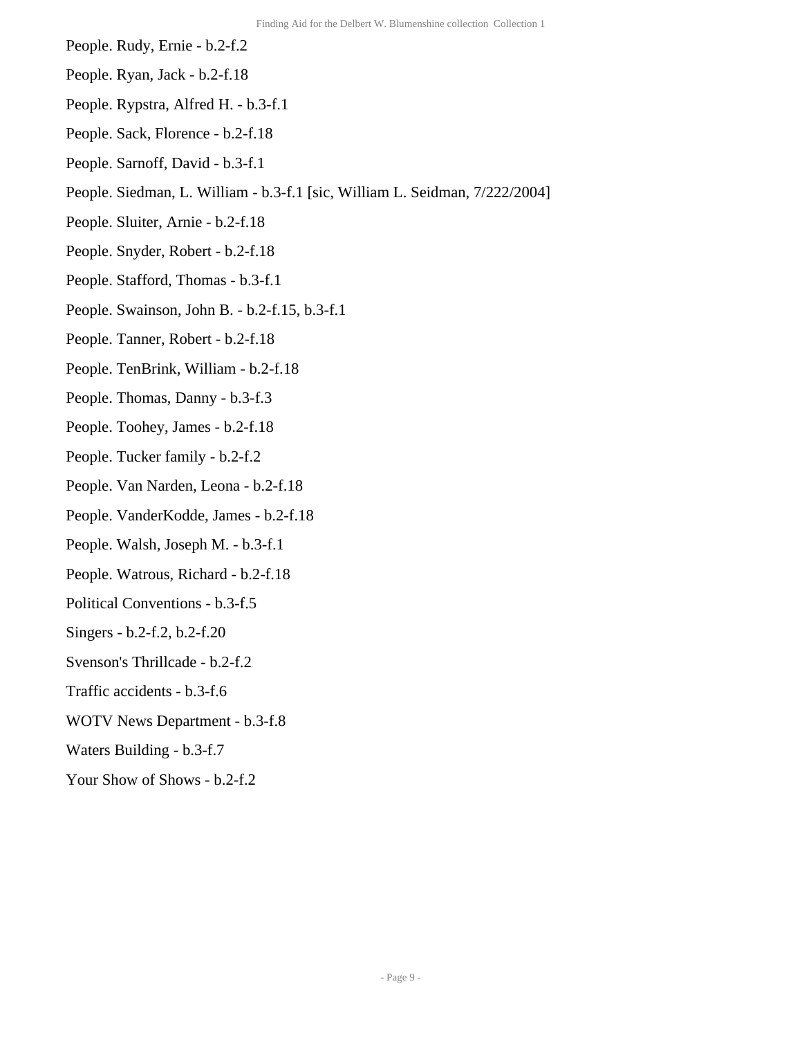People. Rudy, Ernie - b.2-f.2

People. Ryan, Jack - b.2-f.18

People. Rypstra, Alfred H. - b.3-f.1

People. Sack, Florence - b.2-f.18

People. Sarnoff, David - b.3-f.1

People. Siedman, L. William - b.3-f.1 [sic, William L. Seidman, 7/222/2004]

People. Sluiter, Arnie - b.2-f.18

People. Snyder, Robert - b.2-f.18

People. Stafford, Thomas - b.3-f.1

People. Swainson, John B. - b.2-f.15, b.3-f.1

People. Tanner, Robert - b.2-f.18

People. TenBrink, William - b.2-f.18

People. Thomas, Danny - b.3-f.3

People. Toohey, James - b.2-f.18

People. Tucker family - b.2-f.2

People. Van Narden, Leona - b.2-f.18

People. VanderKodde, James - b.2-f.18

People. Walsh, Joseph M. - b.3-f.1

People. Watrous, Richard - b.2-f.18

Political Conventions - b.3-f.5

Singers - b.2-f.2, b.2-f.20

Svenson's Thrillcade - b.2-f.2

Traffic accidents - b.3-f.6

WOTV News Department - b.3-f.8

Waters Building - b.3-f.7

Your Show of Shows - b.2-f.2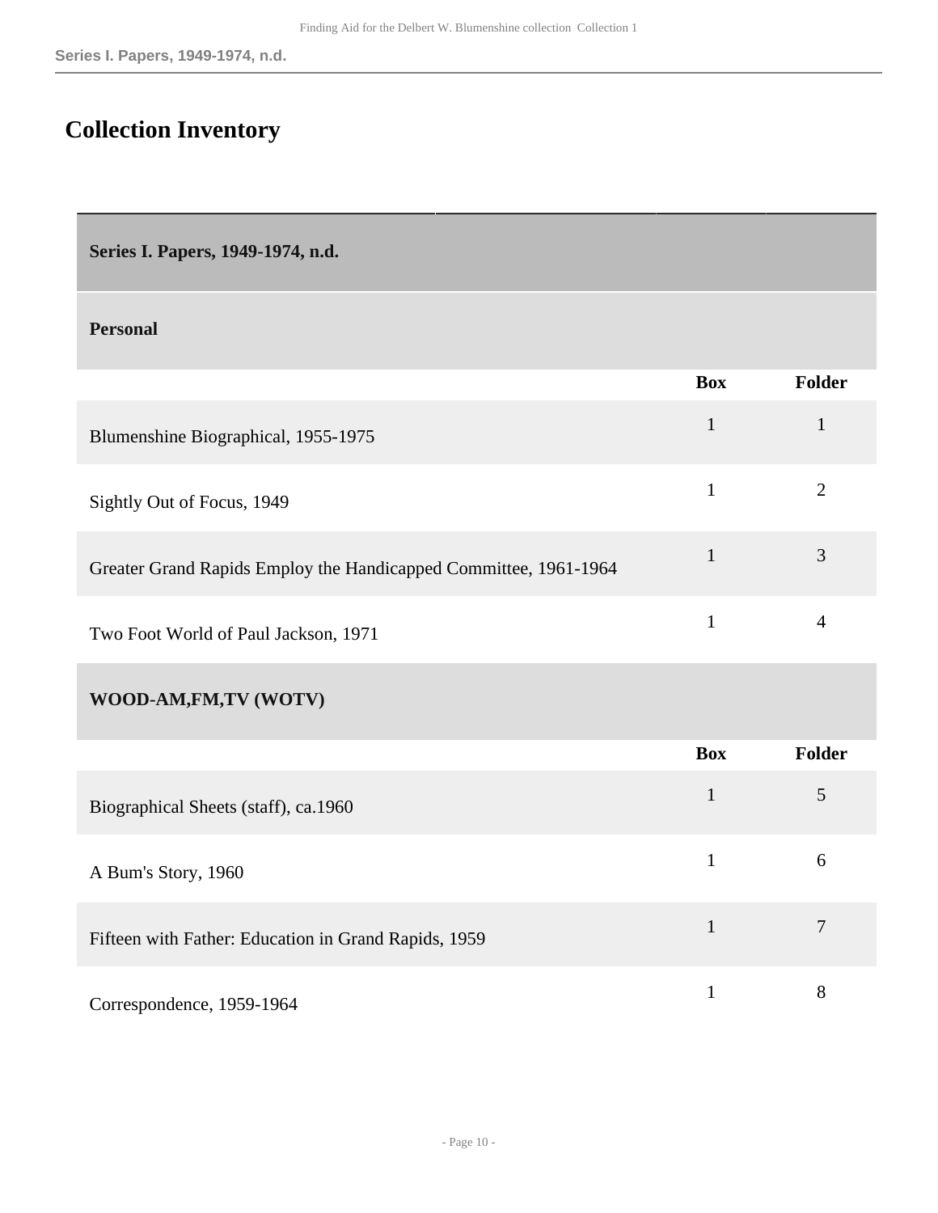## Collection Inventory

| Series I. Papers, 1949-1974, n.d. | | |
|---|---|---|
| **Personal** | | |
| | **Box** | **Folder** |
| Blumenshine Biographical, 1955-1975 | 1 | 1 |
| Sightly Out of Focus, 1949 | 1 | 2 |
| Greater Grand Rapids Employ the Handicapped Committee, 1961-1964 | 1 | 3 |
| Two Foot World of Paul Jackson, 1971 | 1 | 4 |
| **WOOD-AM,FM,TV (WOTV)** | | |
| | **Box** | **Folder** |
| Biographical Sheets (staff), ca.1960 | 1 | 5 |
| A Bum's Story, 1960 | 1 | 6 |
| Fifteen with Father: Education in Grand Rapids, 1959 | 1 | 7 |
| Correspondence, 1959-1964 | 1 | 8 |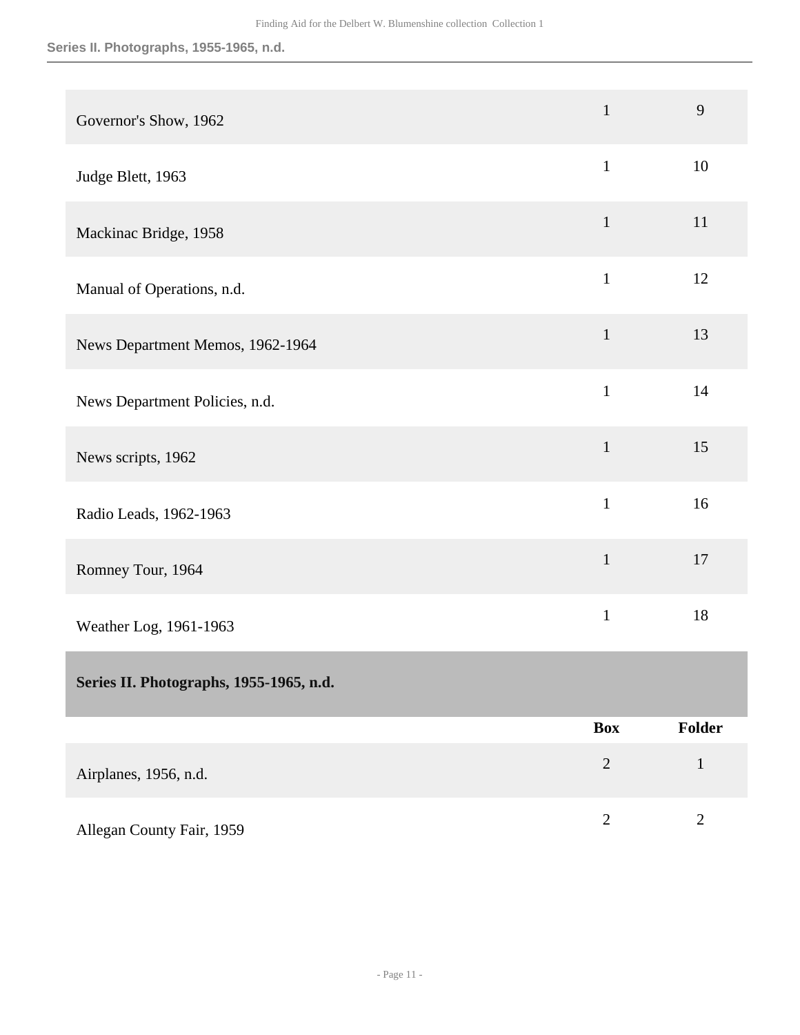| | Box | Folder |
|---|---|---|
| Governor's Show, 1962 | 1 | 9 |
| Judge Blett, 1963 | 1 | 10 |
| Mackinac Bridge, 1958 | 1 | 11 |
| Manual of Operations, n.d. | 1 | 12 |
| News Department Memos, 1962-1964 | 1 | 13 |
| News Department Policies, n.d. | 1 | 14 |
| News scripts, 1962 | 1 | 15 |
| Radio Leads, 1962-1963 | 1 | 16 |
| Romney Tour, 1964 | 1 | 17 |
| Weather Log, 1961-1963 | 1 | 18 |

**Series II. Photographs, 1955-1965, n.d.**

| | Box | Folder |
|---|---|---|
| Airplanes, 1956, n.d. | 2 | 1 |
| Allegan County Fair, 1959 | 2 | 2 |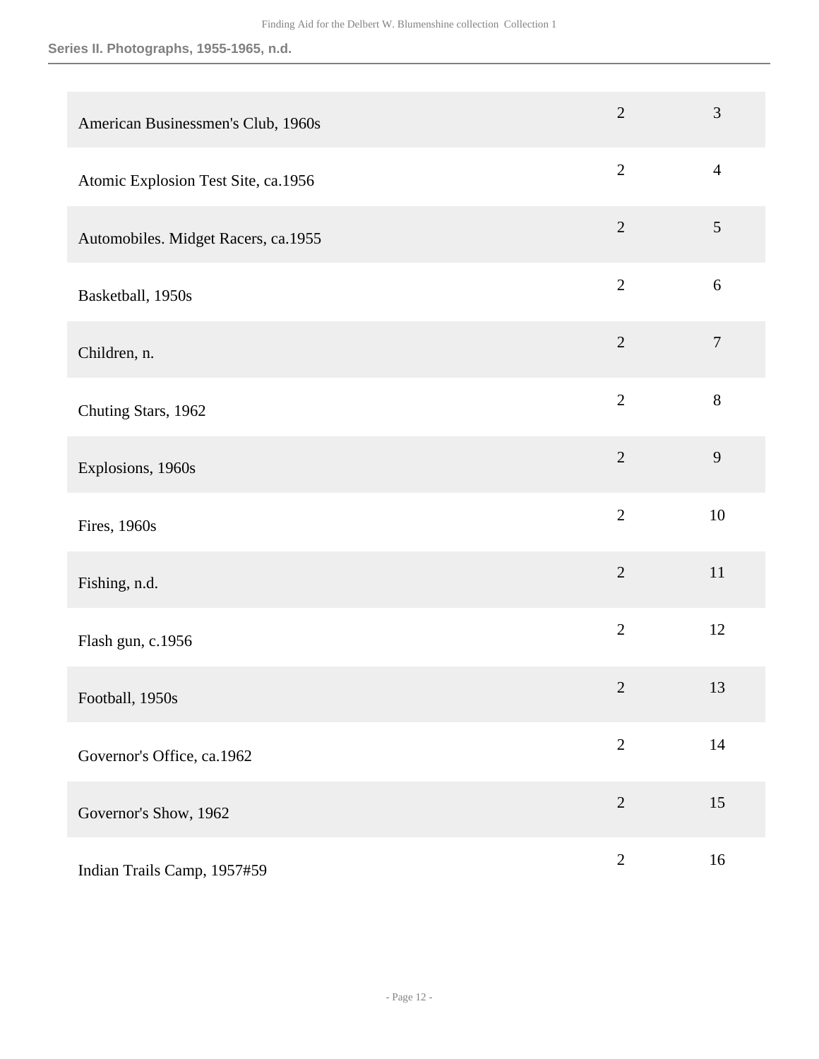| | | |
|---|---|---|
| American Businessmen's Club, 1960s | 2 | 3 |
| Atomic Explosion Test Site, ca.1956 | 2 | 4 |
| Automobiles. Midget Racers, ca.1955 | 2 | 5 |
| Basketball, 1950s | 2 | 6 |
| Children, n. | 2 | 7 |
| Chuting Stars, 1962 | 2 | 8 |
| Explosions, 1960s | 2 | 9 |
| Fires, 1960s | 2 | 10 |
| Fishing, n.d. | 2 | 11 |
| Flash gun, c.1956 | 2 | 12 |
| Football, 1950s | 2 | 13 |
| Governor's Office, ca.1962 | 2 | 14 |
| Governor's Show, 1962 | 2 | 15 |
| Indian Trails Camp, 1957#59 | 2 | 16 |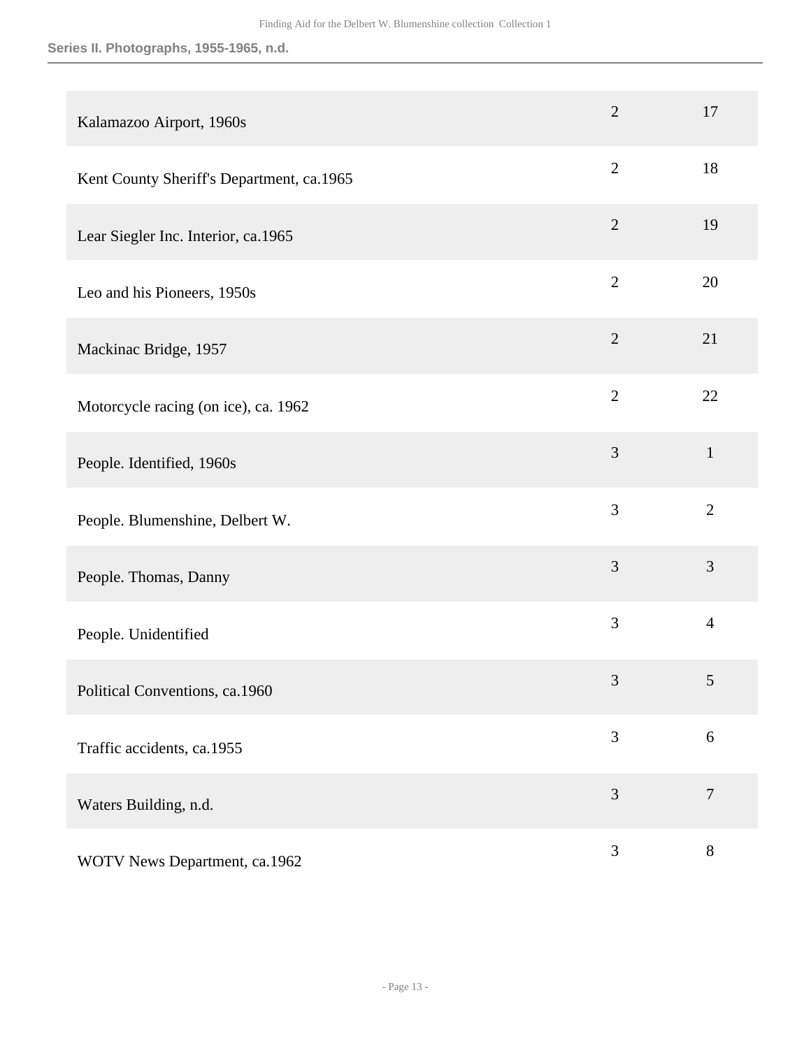| | | |
|---|---|---|
| Kalamazoo Airport, 1960s | 2 | 17 |
| Kent County Sheriff's Department, ca.1965 | 2 | 18 |
| Lear Siegler Inc. Interior, ca.1965 | 2 | 19 |
| Leo and his Pioneers, 1950s | 2 | 20 |
| Mackinac Bridge, 1957 | 2 | 21 |
| Motorcycle racing (on ice), ca. 1962 | 2 | 22 |
| People. Identified, 1960s | 3 | 1 |
| People. Blumenshine, Delbert W. | 3 | 2 |
| People. Thomas, Danny | 3 | 3 |
| People. Unidentified | 3 | 4 |
| Political Conventions, ca.1960 | 3 | 5 |
| Traffic accidents, ca.1955 | 3 | 6 |
| Waters Building, n.d. | 3 | 7 |
| WOTV News Department, ca.1962 | 3 | 8 |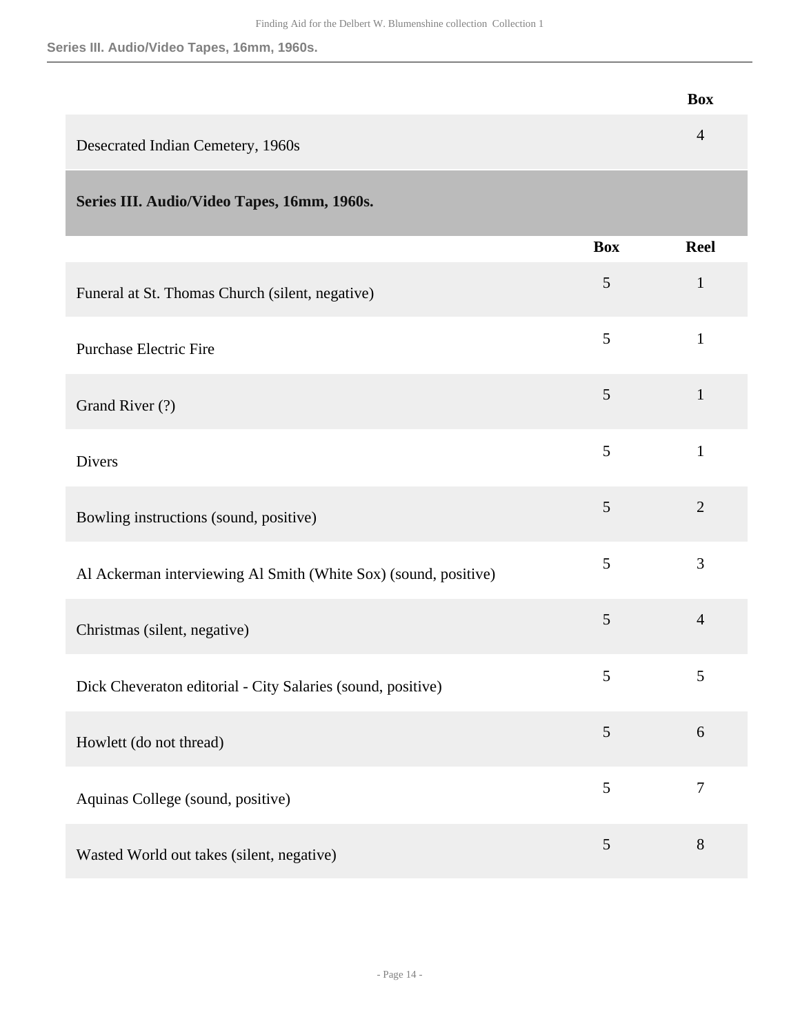| | Box |
| --- | --- |
| Desecrated Indian Cemetery, 1960s | 4 |

## Series III. Audio/Video Tapes, 16mm, 1960s.

| | Box | Reel |
| --- | --- | --- |
| Funeral at St. Thomas Church (silent, negative) | 5 | 1 |
| Purchase Electric Fire | 5 | 1 |
| Grand River (?) | 5 | 1 |
| Divers | 5 | 1 |
| Bowling instructions (sound, positive) | 5 | 2 |
| Al Ackerman interviewing Al Smith (White Sox) (sound, positive) | 5 | 3 |
| Christmas (silent, negative) | 5 | 4 |
| Dick Cheveraton editorial - City Salaries (sound, positive) | 5 | 5 |
| Howlett (do not thread) | 5 | 6 |
| Aquinas College (sound, positive) | 5 | 7 |
| Wasted World out takes (silent, negative) | 5 | 8 |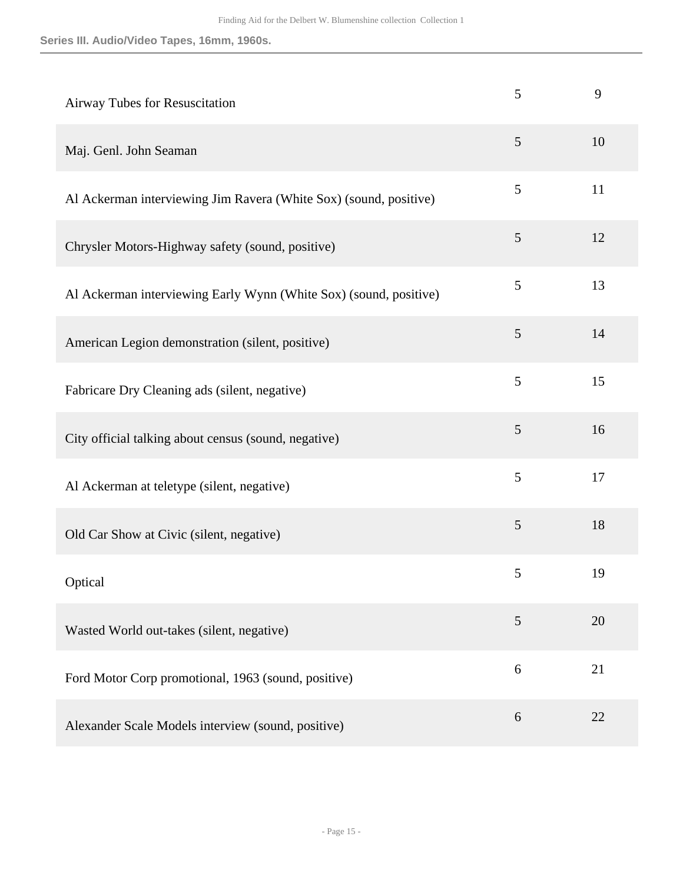### Series III. Audio/Video Tapes, 16mm, 1960s.

| | | |
|---|---|---|
| Airway Tubes for Resuscitation | 5 | 9 |
| Maj. Genl. John Seaman | 5 | 10 |
| Al Ackerman interviewing Jim Ravera (White Sox) (sound, positive) | 5 | 11 |
| Chrysler Motors-Highway safety (sound, positive) | 5 | 12 |
| Al Ackerman interviewing Early Wynn (White Sox) (sound, positive) | 5 | 13 |
| American Legion demonstration (silent, positive) | 5 | 14 |
| Fabricare Dry Cleaning ads (silent, negative) | 5 | 15 |
| City official talking about census (sound, negative) | 5 | 16 |
| Al Ackerman at teletype (silent, negative) | 5 | 17 |
| Old Car Show at Civic (silent, negative) | 5 | 18 |
| Optical | 5 | 19 |
| Wasted World out-takes (silent, negative) | 5 | 20 |
| Ford Motor Corp promotional, 1963 (sound, positive) | 6 | 21 |
| Alexander Scale Models interview (sound, positive) | 6 | 22 |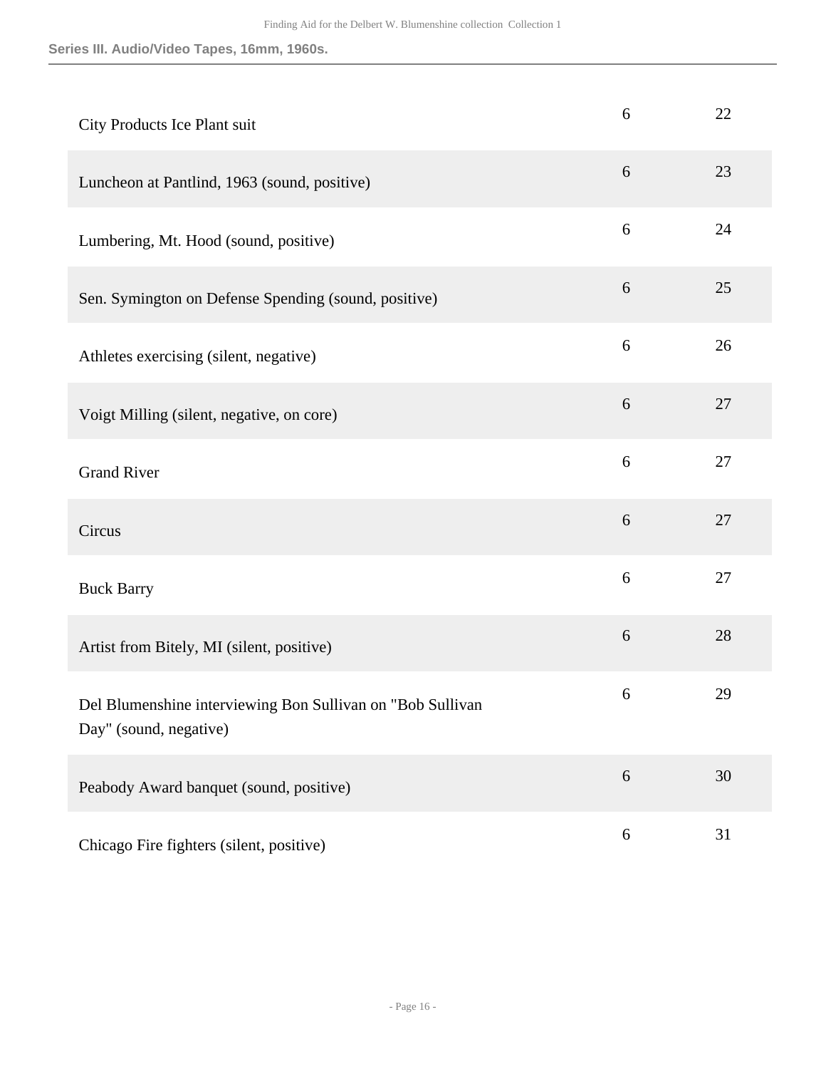**Series III. Audio/Video Tapes, 16mm, 1960s.**

| | | |
|---|---|---|
| City Products Ice Plant suit | 6 | 22 |
| Luncheon at Pantlind, 1963 (sound, positive) | 6 | 23 |
| Lumbering, Mt. Hood (sound, positive) | 6 | 24 |
| Sen. Symington on Defense Spending (sound, positive) | 6 | 25 |
| Athletes exercising (silent, negative) | 6 | 26 |
| Voigt Milling (silent, negative, on core) | 6 | 27 |
| Grand River | 6 | 27 |
| Circus | 6 | 27 |
| Buck Barry | 6 | 27 |
| Artist from Bitely, MI (silent, positive) | 6 | 28 |
| Del Blumenshine interviewing Bon Sullivan on "Bob Sullivan Day" (sound, negative) | 6 | 29 |
| Peabody Award banquet (sound, positive) | 6 | 30 |
| Chicago Fire fighters (silent, positive) | 6 | 31 |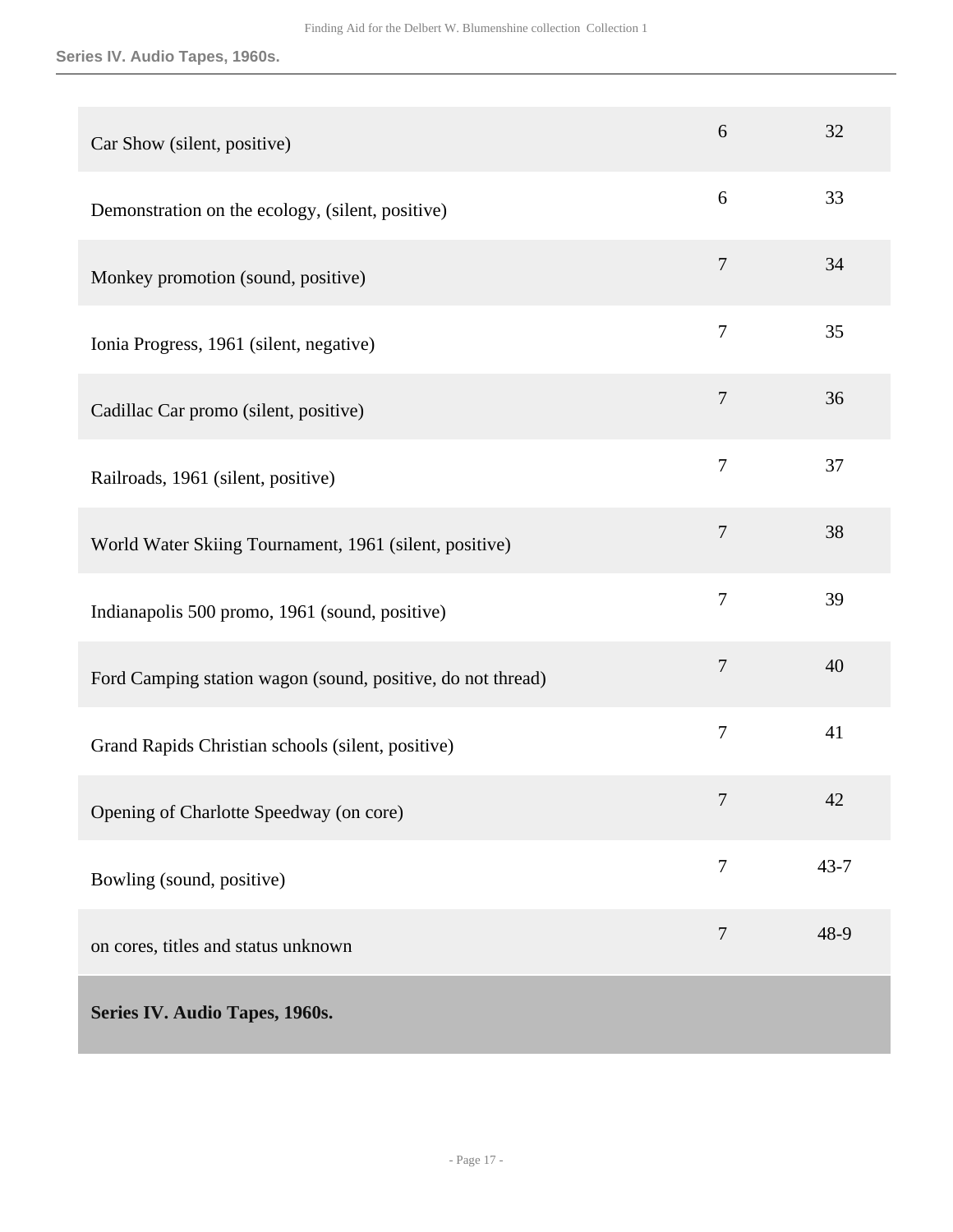| | | |
|---|---|---|
| Car Show (silent, positive) | 6 | 32 |
| Demonstration on the ecology, (silent, positive) | 6 | 33 |
| Monkey promotion (sound, positive) | 7 | 34 |
| Ionia Progress, 1961 (silent, negative) | 7 | 35 |
| Cadillac Car promo (silent, positive) | 7 | 36 |
| Railroads, 1961 (silent, positive) | 7 | 37 |
| World Water Skiing Tournament, 1961 (silent, positive) | 7 | 38 |
| Indianapolis 500 promo, 1961 (sound, positive) | 7 | 39 |
| Ford Camping station wagon (sound, positive, do not thread) | 7 | 40 |
| Grand Rapids Christian schools (silent, positive) | 7 | 41 |
| Opening of Charlotte Speedway (on core) | 7 | 42 |
| Bowling (sound, positive) | 7 | 43-7 |
| on cores, titles and status unknown | 7 | 48-9 |

## Series IV. Audio Tapes, 1960s.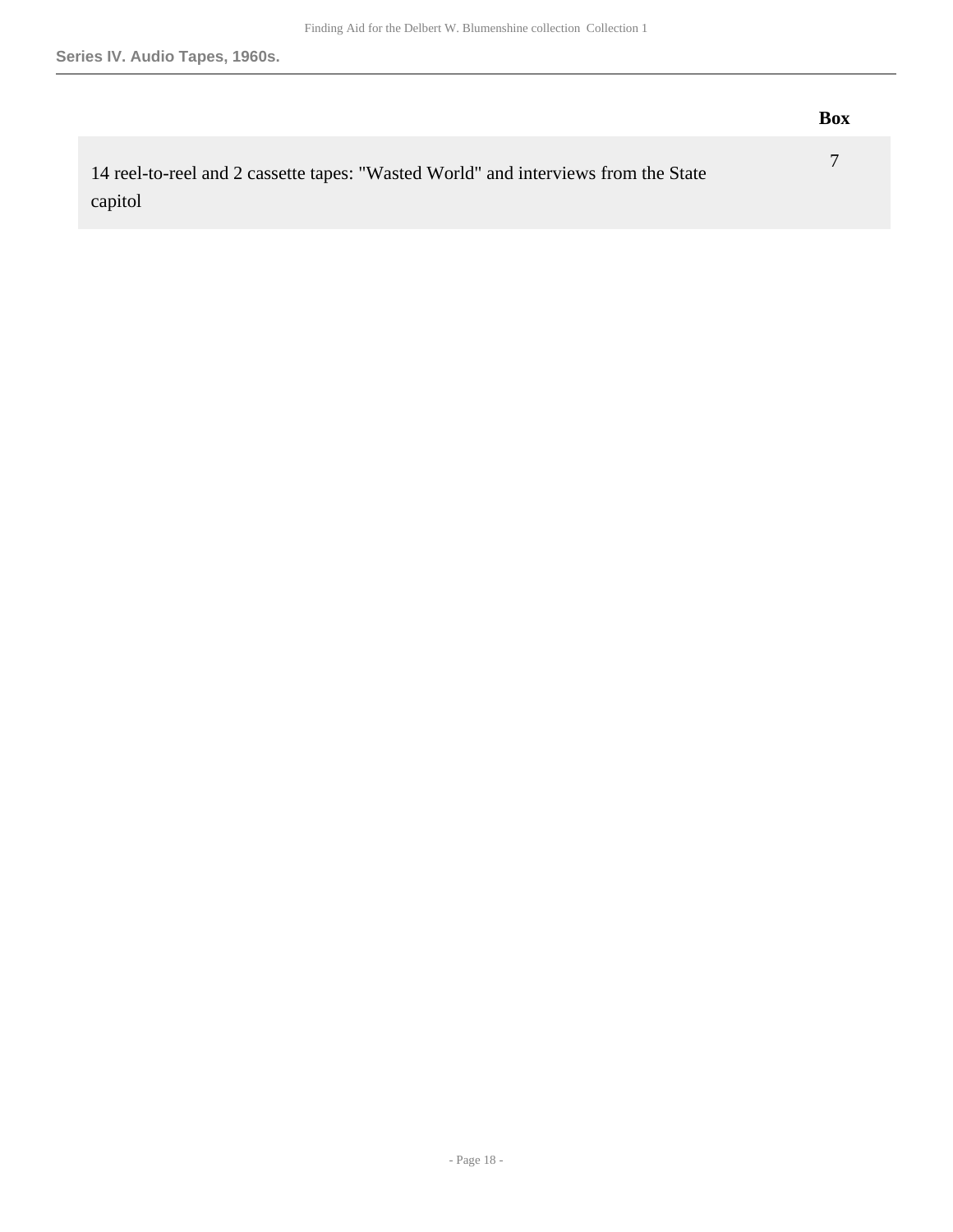| | Box |
|---|---|
| 14 reel-to-reel and 2 cassette tapes: "Wasted World" and interviews from the State capitol | 7 |